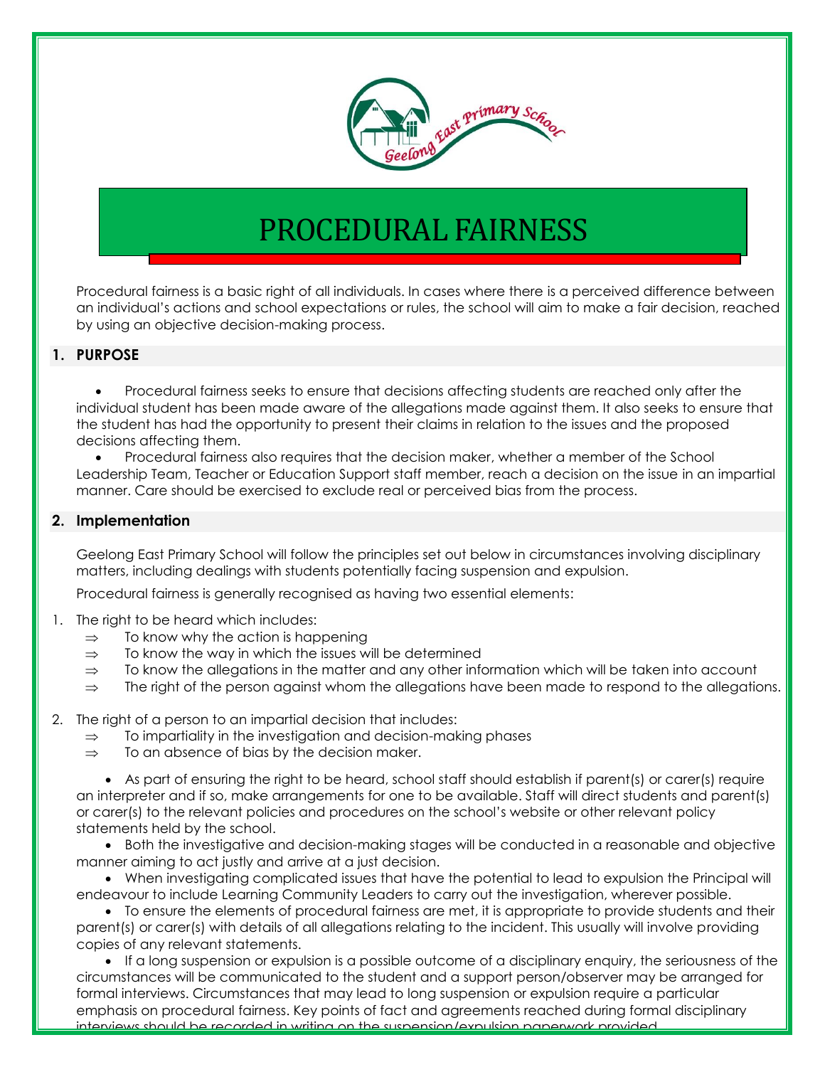# PROCEDURAL FAIRNESS

Procedural fairness is a basic right of all individuals. In cases where there is a perceived difference between an individual's actions and school expectations or rules, the school will aim to make a fair decision, reached by using an objective decision-making process.

## 1. PURPOSE

- Procedural fairness seeks to ensure that decisions affecting students are reached only after the individual student has been made aware of the allegations made against them. It also seeks to ensure that the student has had the opportunity to present their claims in relation to the issues and the proposed decisions affecting them.
- Procedural fairness also requires that the decision maker, whether a member of the School Leadership Team, Teacher or Education Support staff member, reach a decision on the issue in an impartial manner. Care should be exercised to exclude real or perceived bias from the process.

## 2. Implementation

Geelong East Primary School will follow the principles set out below in circumstances involving disciplinary matters, including dealings with students potentially facing suspension and expulsion.

Procedural fairness is generally recognised as having two essential elements:

1. The right to be heard which includes:
   - ⇒ To know why the action is happening
   - ⇒ To know the way in which the issues will be determined
   - ⇒ To know the allegations in the matter and any other information which will be taken into account
   - ⇒ The right of the person against whom the allegations have been made to respond to the allegations.
2. The right of a person to an impartial decision that includes:
   - ⇒ To impartiality in the investigation and decision-making phases
   - ⇒ To an absence of bias by the decision maker.

- As part of ensuring the right to be heard, school staff should establish if parent(s) or carer(s) require an interpreter and if so, make arrangements for one to be available. Staff will direct students and parent(s) or carer(s) to the relevant policies and procedures on the school's website or other relevant policy statements held by the school.
- Both the investigative and decision-making stages will be conducted in a reasonable and objective manner aiming to act justly and arrive at a just decision.
- When investigating complicated issues that have the potential to lead to expulsion the Principal will endeavour to include Learning Community Leaders to carry out the investigation, wherever possible.
- To ensure the elements of procedural fairness are met, it is appropriate to provide students and their parent(s) or carer(s) with details of all allegations relating to the incident. This usually will involve providing copies of any relevant statements.
- If a long suspension or expulsion is a possible outcome of a disciplinary enquiry, the seriousness of the circumstances will be communicated to the student and a support person/observer may be arranged for formal interviews. Circumstances that may lead to long suspension or expulsion require a particular emphasis on procedural fairness. Key points of fact and agreements reached during formal disciplinary interviews should be recorded in writing on the suspension/expulsion paperwork provided.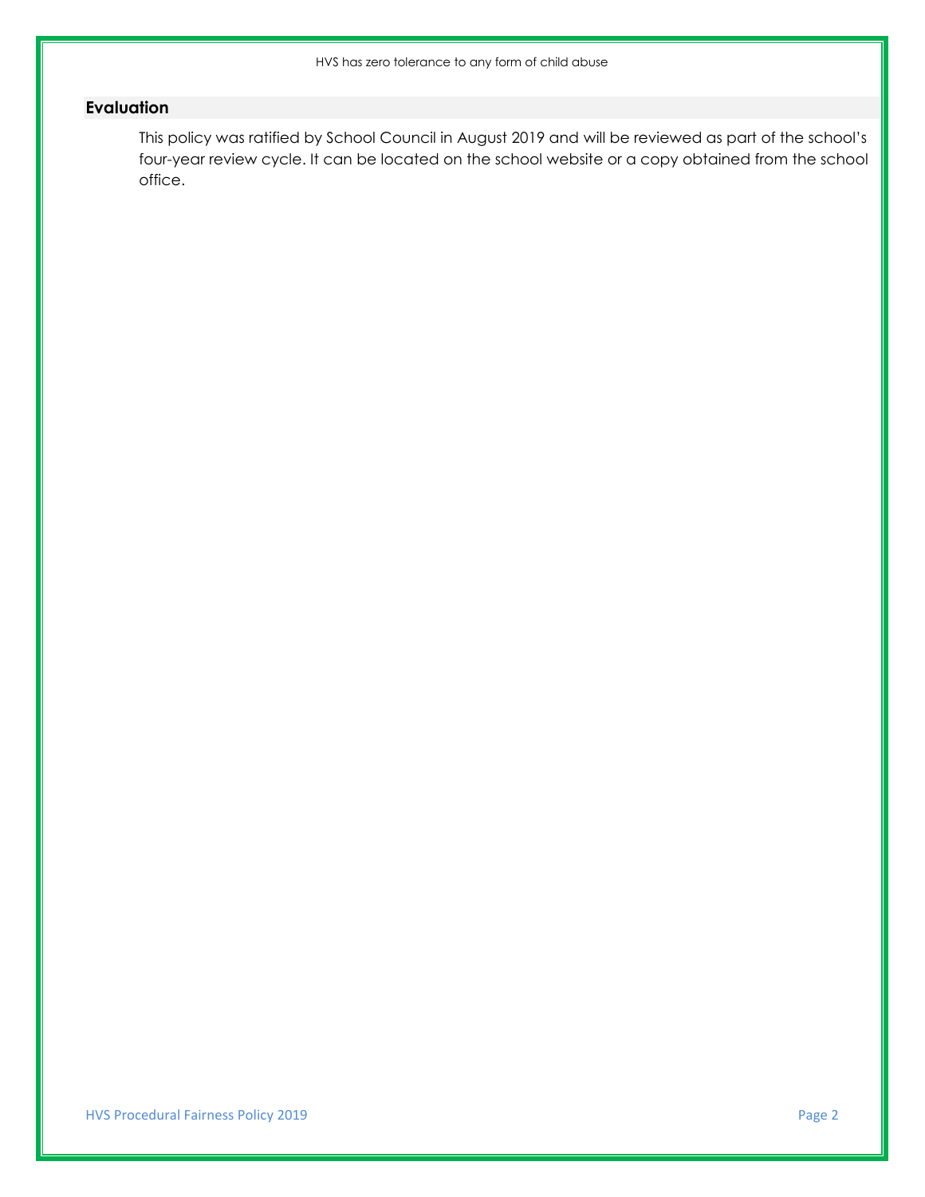## Evaluation

This policy was ratified by School Council in August 2019 and will be reviewed as part of the school's four-year review cycle. It can be located on the school website or a copy obtained from the school office.